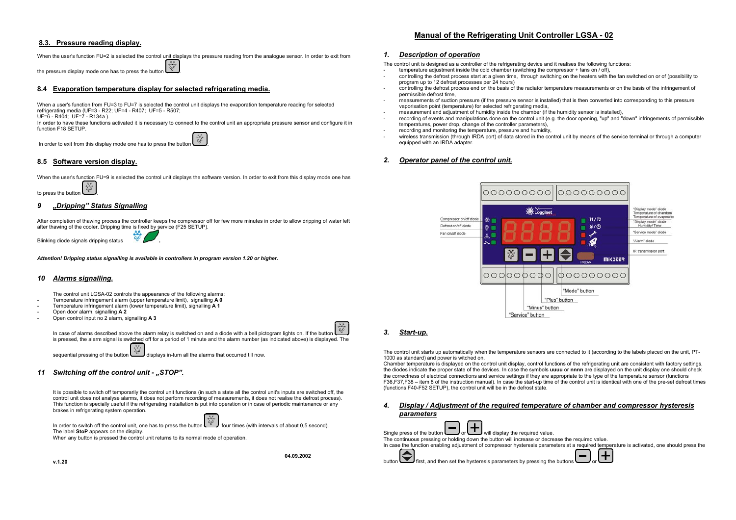## 8.3. Pressure reading display.

When the user's function FU=2 is selected the control unit displays the pressure reading from the analogue sensor. In order to exit from the pressure display mode one has to press the button .

## 8.4 Evaporation temperature display for selected refrigerating media.

When a user's function from FU=3 to FU=7 is selected the control unit displays the evaporation temperature reading for selected refrigerating media (UF=3 - R22; UF=4 - R407; UF=5 - R507;
UF=6 - R404; UF=7 - R134a ).
In order to have these functions activated it is necessary to connect to the control unit an appropriate pressure sensor and configure it in function F18 SETUP.

In order to exit from this display mode one has to press the button .

## 8.5 Software version display.

When the user's function FU=9 is selected the control unit displays the software version. In order to exit from this display mode one has to press the button .

## 9 *„Dripping" Status Signalling*

After completion of thawing process the controller keeps the compressor off for few more minutes in order to allow dripping of water left after thawing of the cooler. Dripping time is fixed by service (F25 SETUP).

Blinking diode signals dripping status .

***Attention! Dripping status signalling is available in controllers in program version 1.20 or higher.***

## 10 *Alarms signalling.*

The control unit LGSA-02 controls the appearance of the following alarms:

- Temperature infringement alarm (upper temperature limit), signalling **A 0**
- Temperature infringement alarm (lower temperature limit), signalling **A 1**
- Open door alarm, signalling **A 2**
- Open control input no 2 alarm, signalling **A 3**

In case of alarms described above the alarm relay is switched on and a diode with a bell pictogram lights on. If the button is pressed, the alarm signal is switched off for a period of 1 minute and the alarm number (as indicated above) is displayed. The sequential pressing of the button displays in-turn all the alarms that occurred till now.

## 11 *Switching off the control unit - „STOP".*

It is possible to switch off temporarily the control unit functions (in such a state all the control unit's inputs are switched off, the control unit does not analyse alarms, it does not perform recording of measurements, it does not realise the defrost process). This function is specially useful if the refrigerating installation is put into operation or in case of periodic maintenance or any brakes in refrigerating system operation.

In order to switch off the control unit, one has to press the button four times (with intervals of about 0,5 second).
The label **StoP** appears on the display.
When any button is pressed the control unit returns to its normal mode of operation.

v.1.20

04.09.2002

# Manual of the Refrigerating Unit Controller LGSA - 02

## 1. *Description of operation*

The control unit is designed as a controller of the refrigerating device and it realises the following functions:

- temperature adjustment inside the cold chamber (switching the compressor + fans on / off),
- controlling the defrost process start at a given time, through switching on the heaters with the fan switched on or of (possibility to program up to 12 defrost processes per 24 hours)
- controlling the defrost process end on the basis of the radiator temperature measurements or on the basis of the infringement of permissible defrost time,
- measurements of suction pressure (if the pressure sensor is installed) that is then converted into corresponding to this pressure vaporisation point (temperature) for selected refrigerating media,
- measurement and adjustment of humidity inside the chamber (if the humidity sensor is installed),
- recording of events and manipulations done on the control unit (e.g. the door opening, "up" and "down" infringements of permissible temperatures, power drop, change of the controller parameters),
- recording and monitoring the temperature, pressure and humidity,
- wireless transmission (through IRDA port) of data stored in the control unit by means of the service terminal or through a computer equipped with an IRDA adapter.

## 2. *Operator panel of the control unit.*

Compressor on/off diode
Defrost on/off diode
Fan on/off diode
"Display mode" diode Temperature of chamber/ Temperature of evaporator
"Display mode" diode Humidity/ Time
"Service mode" diode
"Alarm" diode
IR transmission port
"Mode" button
"Plus" button
"Minus" button
"Service" button

## 3. *Start-up.*

The control unit starts up automatically when the temperature sensors are connected to it (according to the labels placed on the unit, PT-1000 as standard) and power is witched on.
Chamber temperature is displayed on the control unit display, control functions of the refrigerating unit are consistent with factory settings, the diodes indicate the proper state of the devices. In case the symbols **uuuu** or **nnnn** are displayed on the unit display one should check the correctness of electrical connections and service settings if they are appropriate to the type of the temperature sensor (functions F36,F37,F38 – item 8 of the instruction manual). In case the start-up time of the control unit is identical with one of the pre-set defrost times (functions F40-F52 SETUP), the control unit will be in the defrost state.

## 4. *Display / Adjustment of the required temperature of chamber and compressor hysteresis parameters*

Single press of the button or will display the required value.
The continuous pressing or holding down the button will increase or decrease the required value.
In case the function enabling adjustment of compressor hysteresis parameters at a required temperature is activated, one should press the button first, and then set the hysteresis parameters by pressing the buttons or .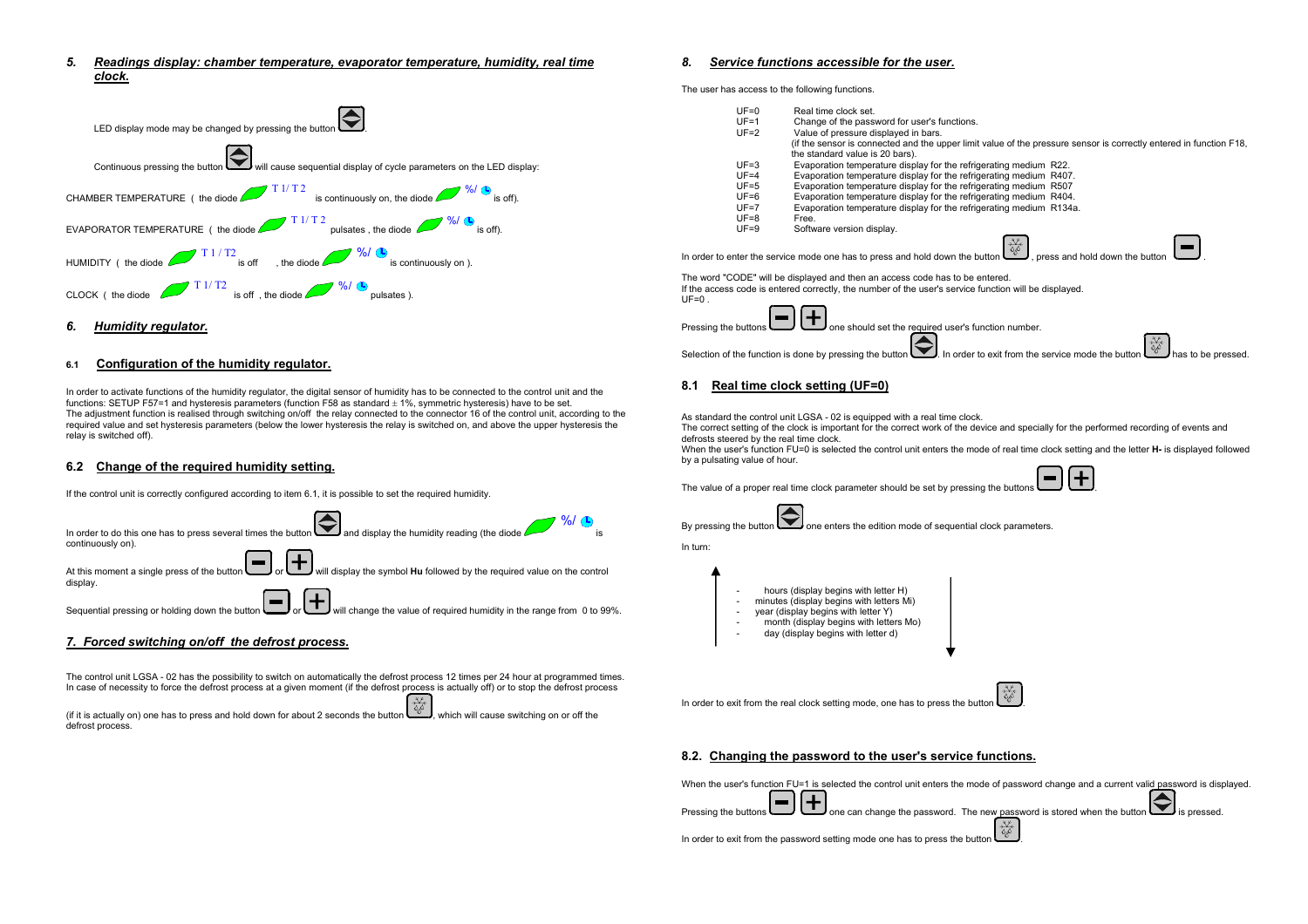## *5. Readings display: chamber temperature, evaporator temperature, humidity, real time clock.*

LED display mode may be changed by pressing the button .

Continuous pressing the button will cause sequential display of cycle parameters on the LED display:

CHAMBER TEMPERATURE ( the diode T 1/ T 2 is continuously on, the diode %/ is off).

EVAPORATOR TEMPERATURE ( the diode T 1/ T 2 pulsates , the diode %/ is off).

HUMIDITY ( the diode T 1 / T2 is off , the diode %/ is continuously on ).

CLOCK ( the diode T 1/ T2 is off , the diode %/ pulsates ).

## *6. Humidity regulator.*

### 6.1 Configuration of the humidity regulator.

In order to activate functions of the humidity regulator, the digital sensor of humidity has to be connected to the control unit and the functions: SETUP F57=1 and hysteresis parameters (function F58 as standard ± 1%, symmetric hysteresis) have to be set.
The adjustment function is realised through switching on/off the relay connected to the connector 16 of the control unit, according to the required value and set hysteresis parameters (below the lower hysteresis the relay is switched on, and above the upper hysteresis the relay is switched off).

### 6.2 Change of the required humidity setting.

If the control unit is correctly configured according to item 6.1, it is possible to set the required humidity.

In order to do this one has to press several times the button and display the humidity reading (the diode %/ is continuously on).

At this moment a single press of the button or will display the symbol **Hu** followed by the required value on the control display.

Sequential pressing or holding down the button or will change the value of required humidity in the range from 0 to 99%.

## *7. Forced switching on/off the defrost process.*

The control unit LGSA - 02 has the possibility to switch on automatically the defrost process 12 times per 24 hour at programmed times. In case of necessity to force the defrost process at a given moment (if the defrost process is actually off) or to stop the defrost process (if it is actually on) one has to press and hold down for about 2 seconds the button , which will cause switching on or off the defrost process.

## *8. Service functions accessible for the user.*

The user has access to the following functions.

| | |
|---|---|
| UF=0 | Real time clock set. |
| UF=1 | Change of the password for user's functions. |
| UF=2 | Value of pressure displayed in bars. (if the sensor is connected and the upper limit value of the pressure sensor is correctly entered in function F18, the standard value is 20 bars). |
| UF=3 | Evaporation temperature display for the refrigerating medium R22. |
| UF=4 | Evaporation temperature display for the refrigerating medium R407. |
| UF=5 | Evaporation temperature display for the refrigerating medium R507 |
| UF=6 | Evaporation temperature display for the refrigerating medium R404. |
| UF=7 | Evaporation temperature display for the refrigerating medium R134a. |
| UF=8 | Free. |
| UF=9 | Software version display. |

In order to enter the service mode one has to press and hold down the button , press and hold down the button .

The word "CODE" will be displayed and then an access code has to be entered.
If the access code is entered correctly, the number of the user's service function will be displayed.
UF=0 .

Pressing the buttons one should set the required user's function number.

Selection of the function is done by pressing the button . In order to exit from the service mode the button has to be pressed.

### 8.1 Real time clock setting (UF=0)

As standard the control unit LGSA - 02 is equipped with a real time clock.
The correct setting of the clock is important for the correct work of the device and specially for the performed recording of events and defrosts steered by the real time clock.
When the user's function FU=0 is selected the control unit enters the mode of real time clock setting and the letter **H-** is displayed followed by a pulsating value of hour.

The value of a proper real time clock parameter should be set by pressing the buttons .

By pressing the button one enters the edition mode of sequential clock parameters.

In turn:

- hours (display begins with letter H)
- minutes (display begins with letters Mi)
- year (display begins with letter Y)
- month (display begins with letters Mo)
- day (display begins with letter d)

In order to exit from the real clock setting mode, one has to press the button .

### 8.2. Changing the password to the user's service functions.

When the user's function FU=1 is selected the control unit enters the mode of password change and a current valid password is displayed.

Pressing the buttons one can change the password. The new password is stored when the button is pressed.

In order to exit from the password setting mode one has to press the button .